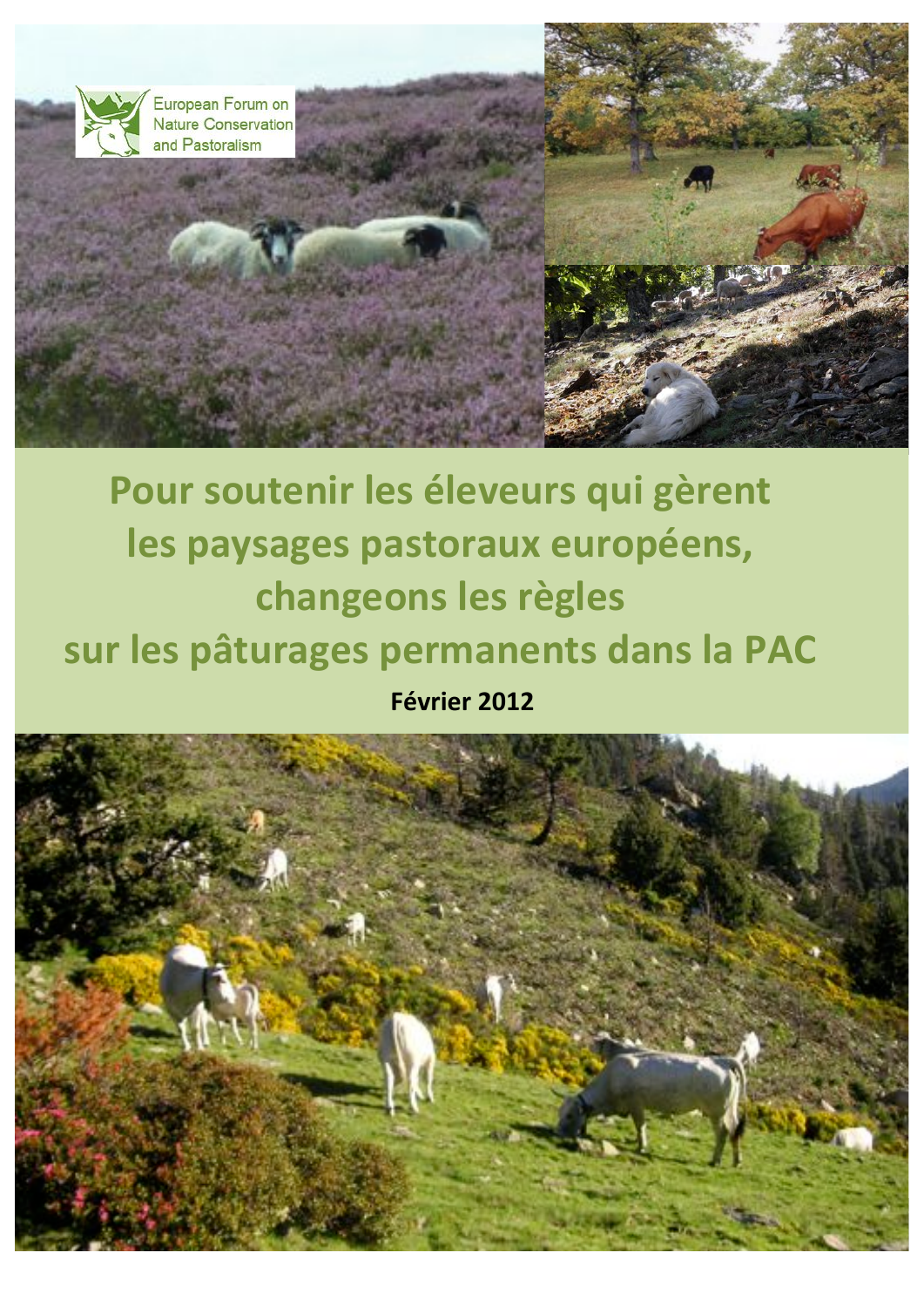European Forum on Nature Conservation and Pastoralism

# Pour soutenir les éleveurs qui gèrent les paysages pastoraux européens, changeons les règles sur les pâturages permanents dans la PAC

**Février 2012**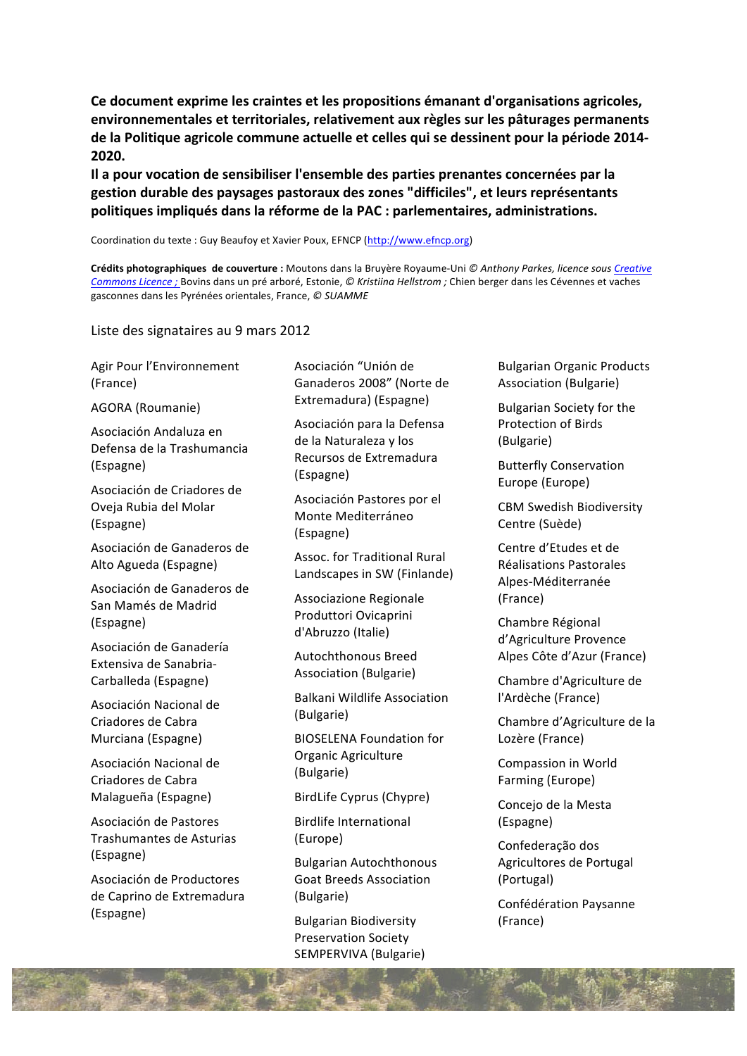**Ce document exprime les craintes et les propositions émanant d'organisations agricoles, environnementales et territoriales, relativement aux règles sur les pâturages permanents de la Politique agricole commune actuelle et celles qui se dessinent pour la période 2014-2020.**

**Il a pour vocation de sensibiliser l'ensemble des parties prenantes concernées par la gestion durable des paysages pastoraux des zones "difficiles", et leurs représentants politiques impliqués dans la réforme de la PAC : parlementaires, administrations.**

Coordination du texte : Guy Beaufoy et Xavier Poux, EFNCP (http://www.efncp.org)

**Crédits photographiques de couverture :** Moutons dans la Bruyère Royaume-Uni *© Anthony Parkes, licence sous Creative Commons Licence ;* Bovins dans un pré arboré, Estonie, *© Kristiina Hellstrom ;* Chien berger dans les Cévennes et vaches gasconnes dans les Pyrénées orientales, France, *© SUAMME*

Liste des signataires au 9 mars 2012

- Agir Pour l'Environnement (France)
- AGORA (Roumanie)
- Asociación Andaluza en Defensa de la Trashumancia (Espagne)
- Asociación de Criadores de Oveja Rubia del Molar (Espagne)
- Asociación de Ganaderos de Alto Agueda (Espagne)
- Asociación de Ganaderos de San Mamés de Madrid (Espagne)
- Asociación de Ganadería Extensiva de Sanabria-Carballeda (Espagne)
- Asociación Nacional de Criadores de Cabra Murciana (Espagne)
- Asociación Nacional de Criadores de Cabra Malagueña (Espagne)
- Asociación de Pastores Trashumantes de Asturias (Espagne)
- Asociación de Productores de Caprino de Extremadura (Espagne)
- Asociación "Unión de Ganaderos 2008" (Norte de Extremadura) (Espagne)
- Asociación para la Defensa de la Naturaleza y los Recursos de Extremadura (Espagne)
- Asociación Pastores por el Monte Mediterráneo (Espagne)
- Assoc. for Traditional Rural Landscapes in SW (Finlande)
- Associazione Regionale Produttori Ovicaprini d'Abruzzo (Italie)
- Autochthonous Breed Association (Bulgarie)
- Balkani Wildlife Association (Bulgarie)
- BIOSELENA Foundation for Organic Agriculture (Bulgarie)
- BirdLife Cyprus (Chypre)
- Birdlife International (Europe)
- Bulgarian Autochthonous Goat Breeds Association (Bulgarie)
- Bulgarian Biodiversity Preservation Society SEMPERVIVA (Bulgarie)
- Bulgarian Organic Products Association (Bulgarie)
- Bulgarian Society for the Protection of Birds (Bulgarie)
- Butterfly Conservation Europe (Europe)
- CBM Swedish Biodiversity Centre (Suède)
- Centre d'Etudes et de Réalisations Pastorales Alpes-Méditerranée (France)
- Chambre Régional d'Agriculture Provence Alpes Côte d'Azur (France)
- Chambre d'Agriculture de l'Ardèche (France)
- Chambre d'Agriculture de la Lozère (France)
- Compassion in World Farming (Europe)
- Concejo de la Mesta (Espagne)
- Confederação dos Agricultores de Portugal (Portugal)
- Confédération Paysanne (France)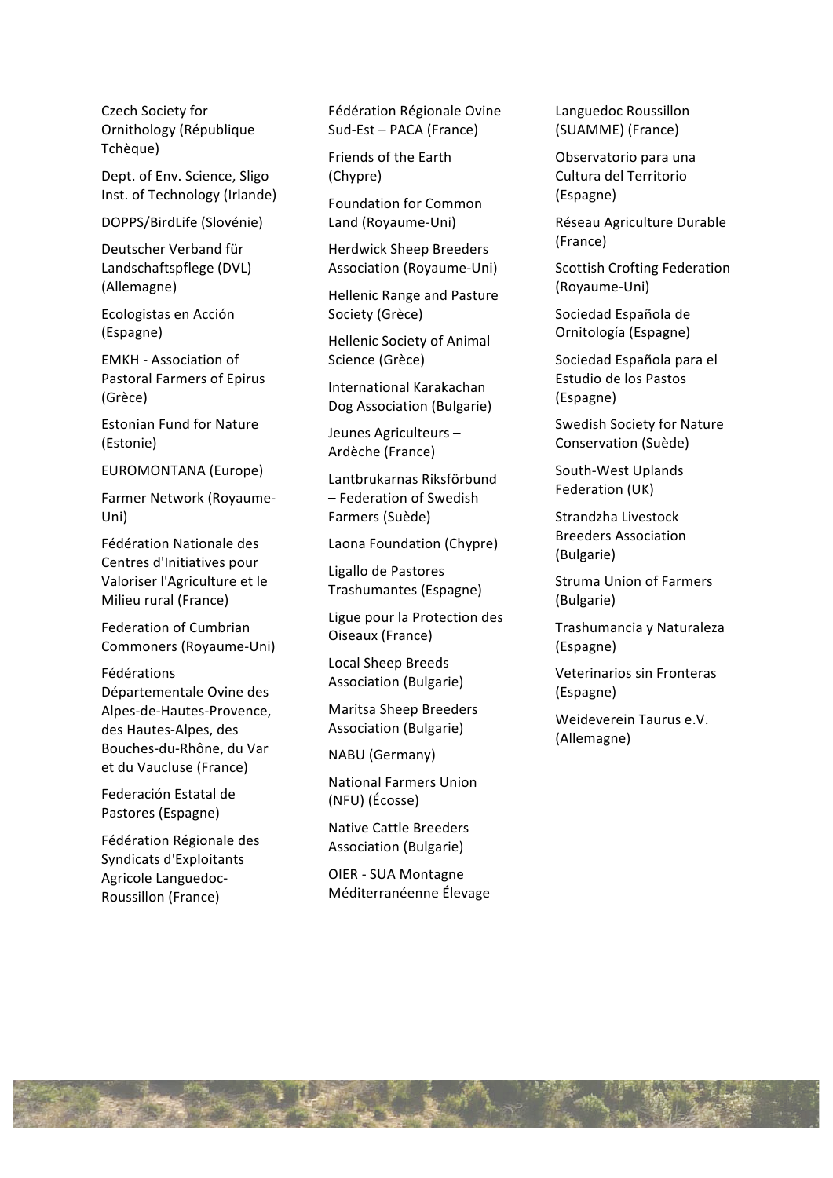Czech Society for Ornithology (République Tchèque)

Dept. of Env. Science, Sligo Inst. of Technology (Irlande)

DOPPS/BirdLife (Slovénie)

Deutscher Verband für Landschaftspflege (DVL) (Allemagne)

Ecologistas en Acción (Espagne)

EMKH - Association of Pastoral Farmers of Epirus (Grèce)

Estonian Fund for Nature (Estonie)

EUROMONTANA (Europe)

Farmer Network (Royaume-Uni)

Fédération Nationale des Centres d'Initiatives pour Valoriser l'Agriculture et le Milieu rural (France)

Federation of Cumbrian Commoners (Royaume-Uni)

Fédérations Départementale Ovine des Alpes-de-Hautes-Provence, des Hautes-Alpes, des Bouches-du-Rhône, du Var et du Vaucluse (France)

Federación Estatal de Pastores (Espagne)

Fédération Régionale des Syndicats d'Exploitants Agricole Languedoc-Roussillon (France)

Fédération Régionale Ovine Sud-Est – PACA (France)

Friends of the Earth (Chypre)

Foundation for Common Land (Royaume-Uni)

Herdwick Sheep Breeders Association (Royaume-Uni)

Hellenic Range and Pasture Society (Grèce)

Hellenic Society of Animal Science (Grèce)

International Karakachan Dog Association (Bulgarie)

Jeunes Agriculteurs – Ardèche (France)

Lantbrukarnas Riksförbund – Federation of Swedish Farmers (Suède)

Laona Foundation (Chypre)

Ligallo de Pastores Trashumantes (Espagne)

Ligue pour la Protection des Oiseaux (France)

Local Sheep Breeds Association (Bulgarie)

Maritsa Sheep Breeders Association (Bulgarie)

NABU (Germany)

National Farmers Union (NFU) (Écosse)

Native Cattle Breeders Association (Bulgarie)

OIER - SUA Montagne Méditerranéenne Élevage Languedoc Roussillon (SUAMME) (France)

Observatorio para una Cultura del Territorio (Espagne)

Réseau Agriculture Durable (France)

Scottish Crofting Federation (Royaume-Uni)

Sociedad Española de Ornitología (Espagne)

Sociedad Española para el Estudio de los Pastos (Espagne)

Swedish Society for Nature Conservation (Suède)

South-West Uplands Federation (UK)

Strandzha Livestock Breeders Association (Bulgarie)

Struma Union of Farmers (Bulgarie)

Trashumancia y Naturaleza (Espagne)

Veterinarios sin Fronteras (Espagne)

Weideverein Taurus e.V. (Allemagne)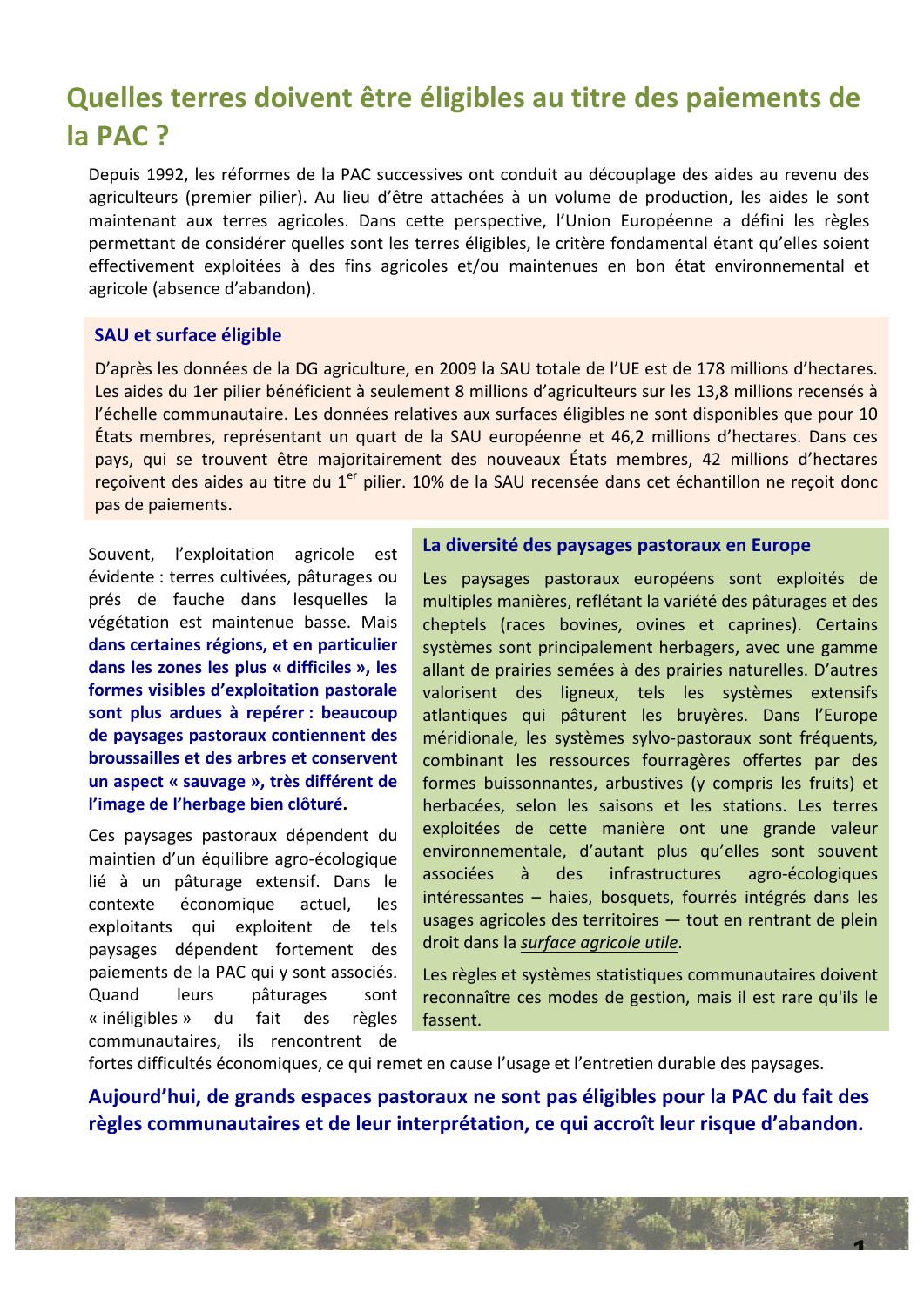# Quelles terres doivent être éligibles au titre des paiements de la PAC ?

Depuis 1992, les réformes de la PAC successives ont conduit au découplage des aides au revenu des agriculteurs (premier pilier). Au lieu d'être attachées à un volume de production, les aides le sont maintenant aux terres agricoles. Dans cette perspective, l'Union Européenne a défini les règles permettant de considérer quelles sont les terres éligibles, le critère fondamental étant qu'elles soient effectivement exploitées à des fins agricoles et/ou maintenues en bon état environnemental et agricole (absence d'abandon).

### SAU et surface éligible

D'après les données de la DG agriculture, en 2009 la SAU totale de l'UE est de 178 millions d'hectares. Les aides du 1er pilier bénéficient à seulement 8 millions d'agriculteurs sur les 13,8 millions recensés à l'échelle communautaire. Les données relatives aux surfaces éligibles ne sont disponibles que pour 10 États membres, représentant un quart de la SAU européenne et 46,2 millions d'hectares. Dans ces pays, qui se trouvent être majoritairement des nouveaux États membres, 42 millions d'hectares reçoivent des aides au titre du 1^er^ pilier. 10% de la SAU recensée dans cet échantillon ne reçoit donc pas de paiements.

Souvent, l'exploitation agricole est évidente : terres cultivées, pâturages ou prés de fauche dans lesquelles la végétation est maintenue basse. Mais **dans certaines régions, et en particulier dans les zones les plus « difficiles », les formes visibles d'exploitation pastorale sont plus ardues à repérer : beaucoup de paysages pastoraux contiennent des broussailles et des arbres et conservent un aspect « sauvage », très différent de l'image de l'herbage bien clôturé.**

Ces paysages pastoraux dépendent du maintien d'un équilibre agro-écologique lié à un pâturage extensif. Dans le contexte économique actuel, les exploitants qui exploitent de tels paysages dépendent fortement des paiements de la PAC qui y sont associés. Quand leurs pâturages sont « inéligibles » du fait des règles communautaires, ils rencontrent de fortes difficultés économiques, ce qui remet en cause l'usage et l'entretien durable des paysages.

### La diversité des paysages pastoraux en Europe

Les paysages pastoraux européens sont exploités de multiples manières, reflétant la variété des pâturages et des cheptels (races bovines, ovines et caprines). Certains systèmes sont principalement herbagers, avec une gamme allant de prairies semées à des prairies naturelles. D'autres valorisent des ligneux, tels les systèmes extensifs atlantiques qui pâturent les bruyères. Dans l'Europe méridionale, les systèmes sylvo-pastoraux sont fréquents, combinant les ressources fourragères offertes par des formes buissonnantes, arbustives (y compris les fruits) et herbacées, selon les saisons et les stations. Les terres exploitées de cette manière ont une grande valeur environnementale, d'autant plus qu'elles sont souvent associées à des infrastructures agro-écologiques intéressantes – haies, bosquets, fourrés intégrés dans les usages agricoles des territoires — tout en rentrant de plein droit dans la *surface agricole utile*.

Les règles et systèmes statistiques communautaires doivent reconnaître ces modes de gestion, mais il est rare qu'ils le fassent.

**Aujourd'hui, de grands espaces pastoraux ne sont pas éligibles pour la PAC du fait des règles communautaires et de leur interprétation, ce qui accroît leur risque d'abandon.**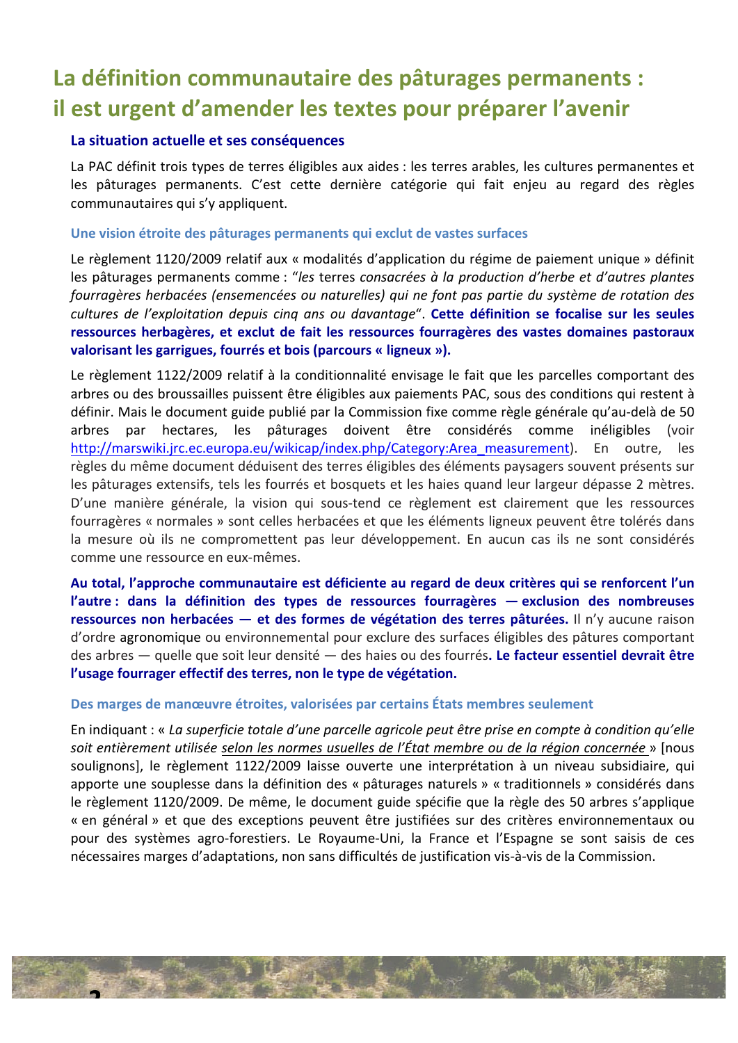# La définition communautaire des pâturages permanents : il est urgent d'amender les textes pour préparer l'avenir

## La situation actuelle et ses conséquences

La PAC définit trois types de terres éligibles aux aides : les terres arables, les cultures permanentes et les pâturages permanents. C'est cette dernière catégorie qui fait enjeu au regard des règles communautaires qui s'y appliquent.

### Une vision étroite des pâturages permanents qui exclut de vastes surfaces

Le règlement 1120/2009 relatif aux « modalités d'application du régime de paiement unique » définit les pâturages permanents comme : "*les* terres *consacrées à la production d'herbe et d'autres plantes fourragères herbacées (ensemencées ou naturelles) qui ne font pas partie du système de rotation des cultures de l'exploitation depuis cinq ans ou davantage*". **Cette définition se focalise sur les seules ressources herbagères, et exclut de fait les ressources fourragères des vastes domaines pastoraux valorisant les garrigues, fourrés et bois (parcours « ligneux »).**

Le règlement 1122/2009 relatif à la conditionnalité envisage le fait que les parcelles comportant des arbres ou des broussailles puissent être éligibles aux paiements PAC, sous des conditions qui restent à définir. Mais le document guide publié par la Commission fixe comme règle générale qu'au-delà de 50 arbres par hectares, les pâturages doivent être considérés comme inéligibles (voir http://marswiki.jrc.ec.europa.eu/wikicap/index.php/Category:Area_measurement). En outre, les règles du même document déduisent des terres éligibles des éléments paysagers souvent présents sur les pâturages extensifs, tels les fourrés et bosquets et les haies quand leur largeur dépasse 2 mètres. D'une manière générale, la vision qui sous-tend ce règlement est clairement que les ressources fourragères « normales » sont celles herbacées et que les éléments ligneux peuvent être tolérés dans la mesure où ils ne compromettent pas leur développement. En aucun cas ils ne sont considérés comme une ressource en eux-mêmes.

**Au total, l'approche communautaire est déficiente au regard de deux critères qui se renforcent l'un l'autre : dans la définition des types de ressources fourragères — exclusion des nombreuses ressources non herbacées — et des formes de végétation des terres pâturées.** Il n'y aucune raison d'ordre agronomique ou environnemental pour exclure des surfaces éligibles des pâtures comportant des arbres — quelle que soit leur densité — des haies ou des fourrés**. Le facteur essentiel devrait être l'usage fourrager effectif des terres, non le type de végétation.**

### Des marges de manœuvre étroites, valorisées par certains États membres seulement

En indiquant : « *La superficie totale d'une parcelle agricole peut être prise en compte à condition qu'elle soit entièrement utilisée* *selon les normes usuelles de l'État membre ou de la région concernée* » [nous soulignons], le règlement 1122/2009 laisse ouverte une interprétation à un niveau subsidiaire, qui apporte une souplesse dans la définition des « pâturages naturels » « traditionnels » considérés dans le règlement 1120/2009. De même, le document guide spécifie que la règle des 50 arbres s'applique « en général » et que des exceptions peuvent être justifiées sur des critères environnementaux ou pour des systèmes agro-forestiers. Le Royaume-Uni, la France et l'Espagne se sont saisis de ces nécessaires marges d'adaptations, non sans difficultés de justification vis-à-vis de la Commission.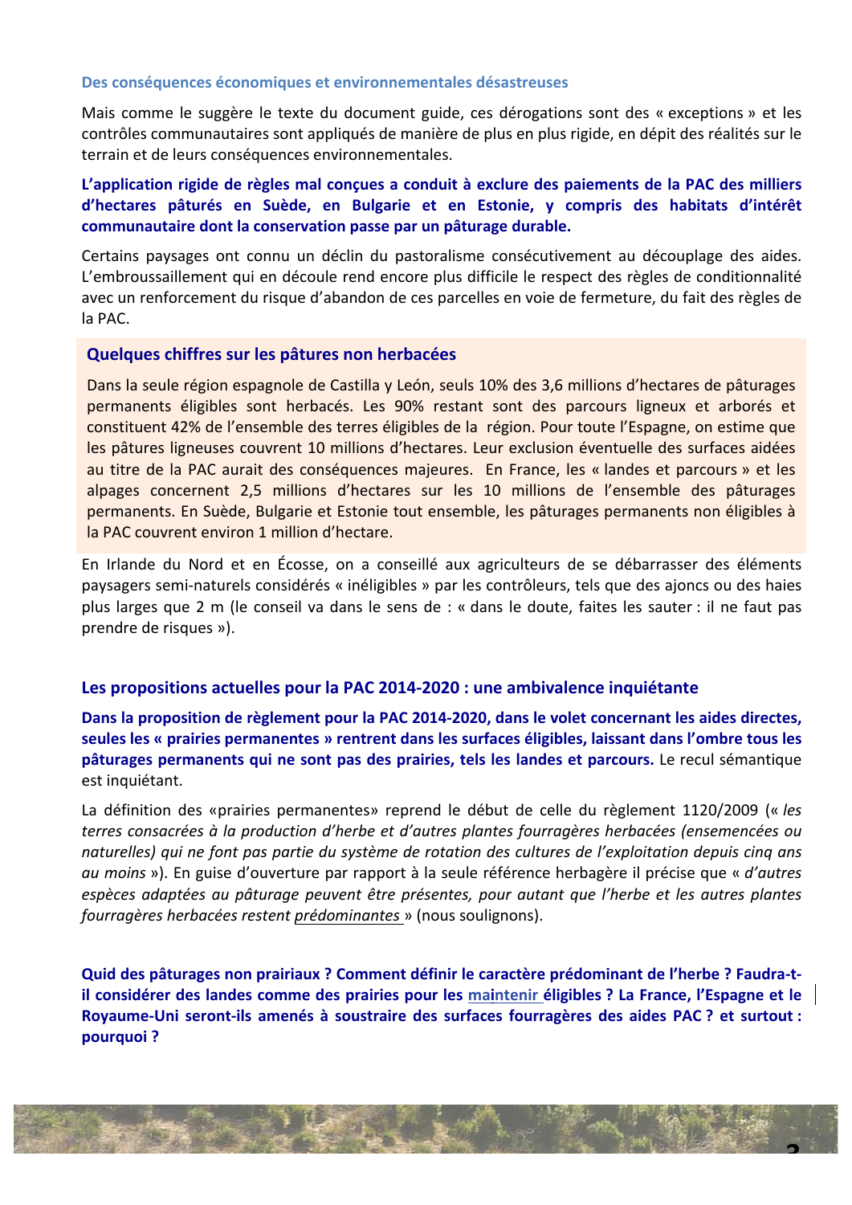### Des conséquences économiques et environnementales désastreuses

Mais comme le suggère le texte du document guide, ces dérogations sont des « exceptions » et les contrôles communautaires sont appliqués de manière de plus en plus rigide, en dépit des réalités sur le terrain et de leurs conséquences environnementales.

**L'application rigide de règles mal conçues a conduit à exclure des paiements de la PAC des milliers d'hectares pâturés en Suède, en Bulgarie et en Estonie, y compris des habitats d'intérêt communautaire dont la conservation passe par un pâturage durable.**

Certains paysages ont connu un déclin du pastoralisme consécutivement au découplage des aides. L'embroussaillement qui en découle rend encore plus difficile le respect des règles de conditionnalité avec un renforcement du risque d'abandon de ces parcelles en voie de fermeture, du fait des règles de la PAC.

### Quelques chiffres sur les pâtures non herbacées

Dans la seule région espagnole de Castilla y León, seuls 10% des 3,6 millions d'hectares de pâturages permanents éligibles sont herbacés. Les 90% restant sont des parcours ligneux et arborés et constituent 42% de l'ensemble des terres éligibles de la région. Pour toute l'Espagne, on estime que les pâtures ligneuses couvrent 10 millions d'hectares. Leur exclusion éventuelle des surfaces aidées au titre de la PAC aurait des conséquences majeures. En France, les « landes et parcours » et les alpages concernent 2,5 millions d'hectares sur les 10 millions de l'ensemble des pâturages permanents. En Suède, Bulgarie et Estonie tout ensemble, les pâturages permanents non éligibles à la PAC couvrent environ 1 million d'hectare.

En Irlande du Nord et en Écosse, on a conseillé aux agriculteurs de se débarrasser des éléments paysagers semi-naturels considérés « inéligibles » par les contrôleurs, tels que des ajoncs ou des haies plus larges que 2 m (le conseil va dans le sens de : « dans le doute, faites les sauter : il ne faut pas prendre de risques »).

## Les propositions actuelles pour la PAC 2014-2020 : une ambivalence inquiétante

**Dans la proposition de règlement pour la PAC 2014-2020, dans le volet concernant les aides directes, seules les « prairies permanentes » rentrent dans les surfaces éligibles, laissant dans l'ombre tous les pâturages permanents qui ne sont pas des prairies, tels les landes et parcours.** Le recul sémantique est inquiétant.

La définition des «prairies permanentes» reprend le début de celle du règlement 1120/2009 (« *les terres consacrées à la production d'herbe et d'autres plantes fourragères herbacées (ensemencées ou naturelles) qui ne font pas partie du système de rotation des cultures de l'exploitation depuis cinq ans au moins* »). En guise d'ouverture par rapport à la seule référence herbagère il précise que « *d'autres espèces adaptées au pâturage peuvent être présentes, pour autant que l'herbe et les autres plantes fourragères herbacées restent <u>prédominantes</u>* » (nous soulignons).

**Quid des pâturages non prairiaux ? Comment définir le caractère prédominant de l'herbe ? Faudra-t-il considérer des landes comme des prairies pour les maintenir éligibles ? La France, l'Espagne et le Royaume-Uni seront-ils amenés à soustraire des surfaces fourragères des aides PAC ? et surtout : pourquoi ?**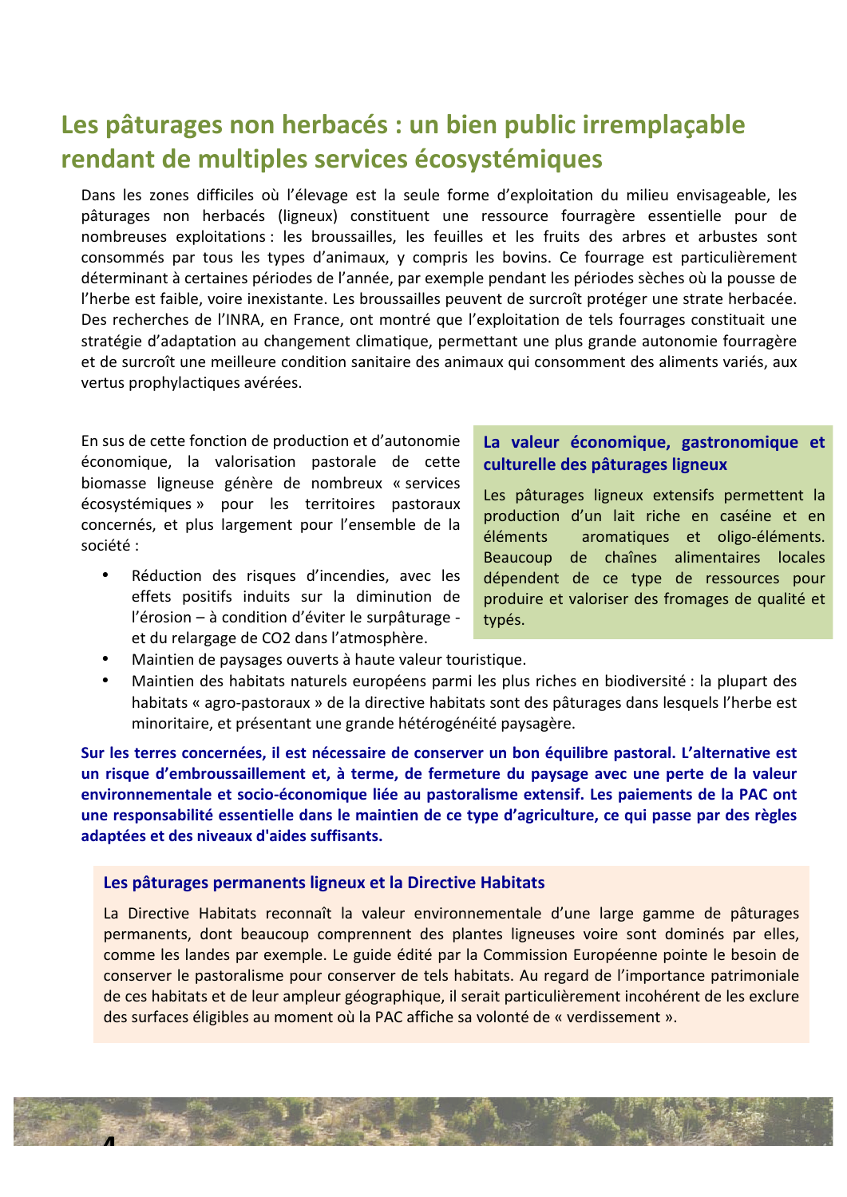## Les pâturages non herbacés : un bien public irremplaçable rendant de multiples services écosystémiques

Dans les zones difficiles où l'élevage est la seule forme d'exploitation du milieu envisageable, les pâturages non herbacés (ligneux) constituent une ressource fourragère essentielle pour de nombreuses exploitations : les broussailles, les feuilles et les fruits des arbres et arbustes sont consommés par tous les types d'animaux, y compris les bovins. Ce fourrage est particulièrement déterminant à certaines périodes de l'année, par exemple pendant les périodes sèches où la pousse de l'herbe est faible, voire inexistante. Les broussailles peuvent de surcroît protéger une strate herbacée. Des recherches de l'INRA, en France, ont montré que l'exploitation de tels fourrages constituait une stratégie d'adaptation au changement climatique, permettant une plus grande autonomie fourragère et de surcroît une meilleure condition sanitaire des animaux qui consomment des aliments variés, aux vertus prophylactiques avérées.

En sus de cette fonction de production et d'autonomie économique, la valorisation pastorale de cette biomasse ligneuse génère de nombreux « services écosystémiques » pour les territoires pastoraux concernés, et plus largement pour l'ensemble de la société :

- Réduction des risques d'incendies, avec les effets positifs induits sur la diminution de l'érosion – à condition d'éviter le surpâturage - et du relargage de CO2 dans l'atmosphère.
- Maintien de paysages ouverts à haute valeur touristique.
- Maintien des habitats naturels européens parmi les plus riches en biodiversité : la plupart des habitats « agro-pastoraux » de la directive habitats sont des pâturages dans lesquels l'herbe est minoritaire, et présentant une grande hétérogénéité paysagère.

### La valeur économique, gastronomique et culturelle des pâturages ligneux

Les pâturages ligneux extensifs permettent la production d'un lait riche en caséine et en éléments aromatiques et oligo-éléments. Beaucoup de chaînes alimentaires locales dépendent de ce type de ressources pour produire et valoriser des fromages de qualité et typés.

**Sur les terres concernées, il est nécessaire de conserver un bon équilibre pastoral. L'alternative est un risque d'embroussaillement et, à terme, de fermeture du paysage avec une perte de la valeur environnementale et socio-économique liée au pastoralisme extensif. Les paiements de la PAC ont une responsabilité essentielle dans le maintien de ce type d'agriculture, ce qui passe par des règles adaptées et des niveaux d'aides suffisants.**

### Les pâturages permanents ligneux et la Directive Habitats

La Directive Habitats reconnaît la valeur environnementale d'une large gamme de pâturages permanents, dont beaucoup comprennent des plantes ligneuses voire sont dominés par elles, comme les landes par exemple. Le guide édité par la Commission Européenne pointe le besoin de conserver le pastoralisme pour conserver de tels habitats. Au regard de l'importance patrimoniale de ces habitats et de leur ampleur géographique, il serait particulièrement incohérent de les exclure des surfaces éligibles au moment où la PAC affiche sa volonté de « verdissement ».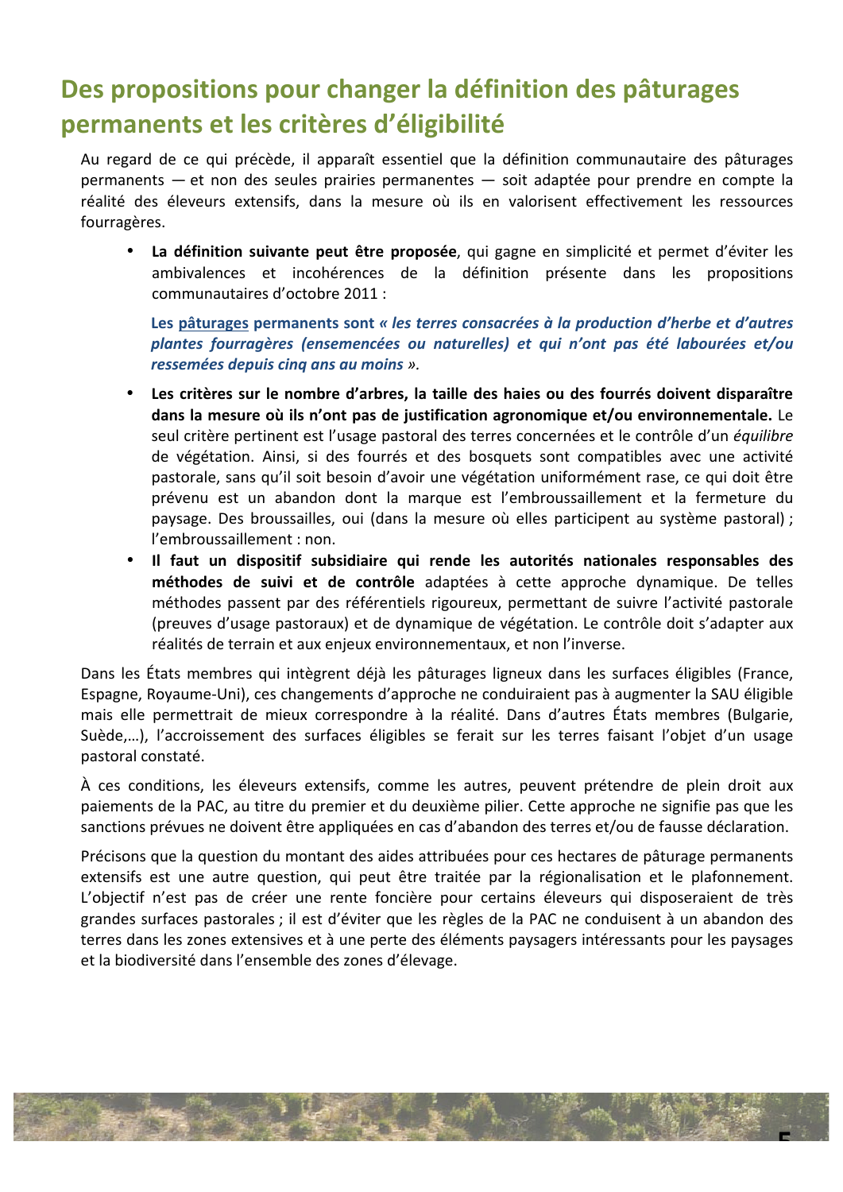## Des propositions pour changer la définition des pâturages permanents et les critères d'éligibilité

Au regard de ce qui précède, il apparaît essentiel que la définition communautaire des pâturages permanents — et non des seules prairies permanentes — soit adaptée pour prendre en compte la réalité des éleveurs extensifs, dans la mesure où ils en valorisent effectivement les ressources fourragères.

- **La définition suivante peut être proposée**, qui gagne en simplicité et permet d'éviter les ambivalences et incohérences de la définition présente dans les propositions communautaires d'octobre 2011 :

  **Les <u>pâturages</u> permanents sont « *les terres consacrées à la production d'herbe et d'autres plantes fourragères (ensemencées ou naturelles) et qui n'ont pas été labourées et/ou ressemées depuis cinq ans au moins* ».**

- **Les critères sur le nombre d'arbres, la taille des haies ou des fourrés doivent disparaître dans la mesure où ils n'ont pas de justification agronomique et/ou environnementale.** Le seul critère pertinent est l'usage pastoral des terres concernées et le contrôle d'un *équilibre* de végétation. Ainsi, si des fourrés et des bosquets sont compatibles avec une activité pastorale, sans qu'il soit besoin d'avoir une végétation uniformément rase, ce qui doit être prévenu est un abandon dont la marque est l'embroussaillement et la fermeture du paysage. Des broussailles, oui (dans la mesure où elles participent au système pastoral) ; l'embroussaillement : non.
- **Il faut un dispositif subsidiaire qui rende les autorités nationales responsables des méthodes de suivi et de contrôle** adaptées à cette approche dynamique. De telles méthodes passent par des référentiels rigoureux, permettant de suivre l'activité pastorale (preuves d'usage pastoraux) et de dynamique de végétation. Le contrôle doit s'adapter aux réalités de terrain et aux enjeux environnementaux, et non l'inverse.

Dans les États membres qui intègrent déjà les pâturages ligneux dans les surfaces éligibles (France, Espagne, Royaume-Uni), ces changements d'approche ne conduiraient pas à augmenter la SAU éligible mais elle permettrait de mieux correspondre à la réalité. Dans d'autres États membres (Bulgarie, Suède,…), l'accroissement des surfaces éligibles se ferait sur les terres faisant l'objet d'un usage pastoral constaté.

À ces conditions, les éleveurs extensifs, comme les autres, peuvent prétendre de plein droit aux paiements de la PAC, au titre du premier et du deuxième pilier. Cette approche ne signifie pas que les sanctions prévues ne doivent être appliquées en cas d'abandon des terres et/ou de fausse déclaration.

Précisons que la question du montant des aides attribuées pour ces hectares de pâturage permanents extensifs est une autre question, qui peut être traitée par la régionalisation et le plafonnement. L'objectif n'est pas de créer une rente foncière pour certains éleveurs qui disposeraient de très grandes surfaces pastorales ; il est d'éviter que les règles de la PAC ne conduisent à un abandon des terres dans les zones extensives et à une perte des éléments paysagers intéressants pour les paysages et la biodiversité dans l'ensemble des zones d'élevage.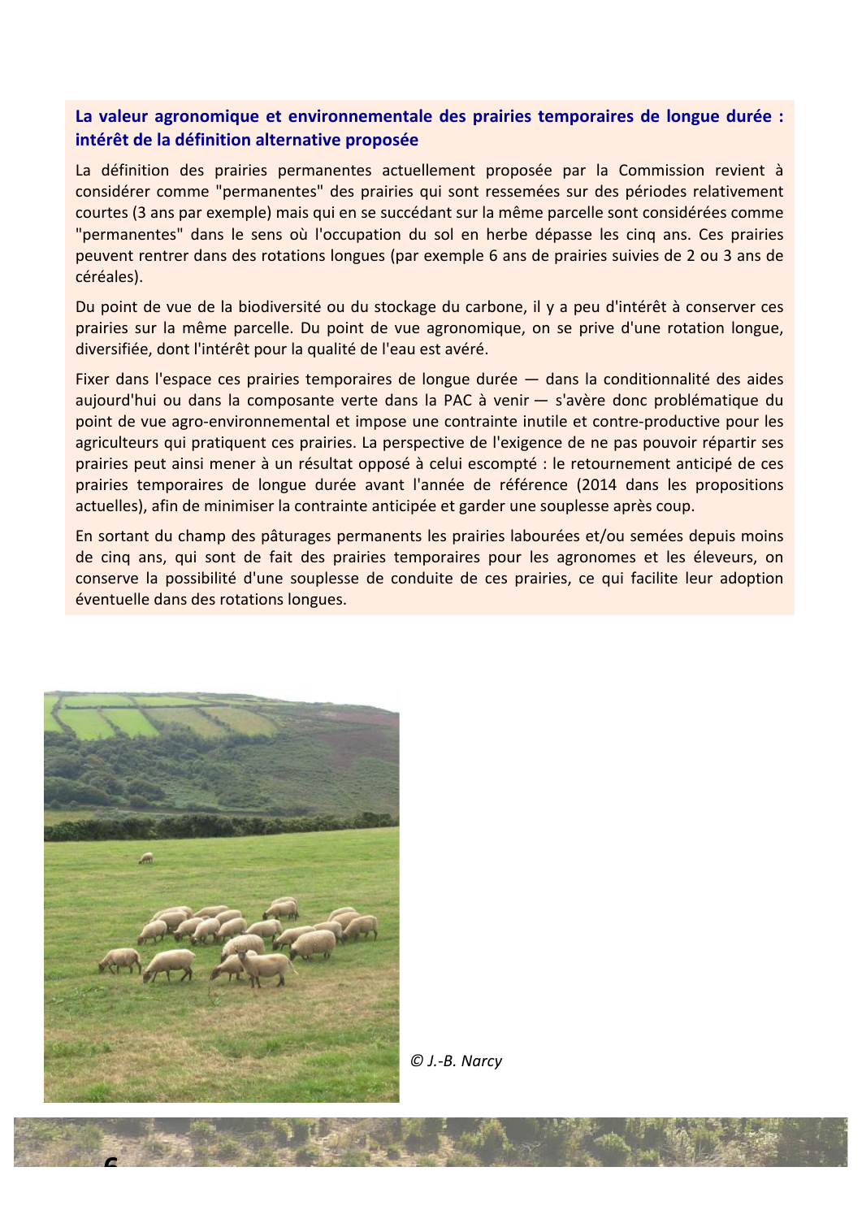**La valeur agronomique et environnementale des prairies temporaires de longue durée : intérêt de la définition alternative proposée**

La définition des prairies permanentes actuellement proposée par la Commission revient à considérer comme "permanentes" des prairies qui sont ressemées sur des périodes relativement courtes (3 ans par exemple) mais qui en se succédant sur la même parcelle sont considérées comme "permanentes" dans le sens où l'occupation du sol en herbe dépasse les cinq ans. Ces prairies peuvent rentrer dans des rotations longues (par exemple 6 ans de prairies suivies de 2 ou 3 ans de céréales).

Du point de vue de la biodiversité ou du stockage du carbone, il y a peu d'intérêt à conserver ces prairies sur la même parcelle. Du point de vue agronomique, on se prive d'une rotation longue, diversifiée, dont l'intérêt pour la qualité de l'eau est avéré.

Fixer dans l'espace ces prairies temporaires de longue durée — dans la conditionnalité des aides aujourd'hui ou dans la composante verte dans la PAC à venir — s'avère donc problématique du point de vue agro-environnemental et impose une contrainte inutile et contre-productive pour les agriculteurs qui pratiquent ces prairies. La perspective de l'exigence de ne pas pouvoir répartir ses prairies peut ainsi mener à un résultat opposé à celui escompté : le retournement anticipé de ces prairies temporaires de longue durée avant l'année de référence (2014 dans les propositions actuelles), afin de minimiser la contrainte anticipée et garder une souplesse après coup.

En sortant du champ des pâturages permanents les prairies labourées et/ou semées depuis moins de cinq ans, qui sont de fait des prairies temporaires pour les agronomes et les éleveurs, on conserve la possibilité d'une souplesse de conduite de ces prairies, ce qui facilite leur adoption éventuelle dans des rotations longues.

*© J.-B. Narcy*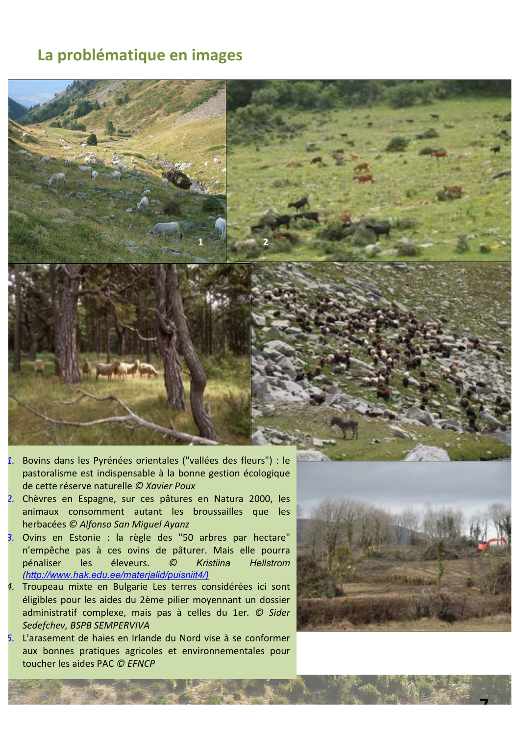## La problématique en images

1. Bovins dans les Pyrénées orientales ("vallées des fleurs") : le pastoralisme est indispensable à la bonne gestion écologique de cette réserve naturelle *© Xavier Poux*
2. Chèvres en Espagne, sur ces pâtures en Natura 2000, les animaux consomment autant les broussailles que les herbacées *© Alfonso San Miguel Ayanz*
3. Ovins en Estonie : la règle des "50 arbres par hectare" n'empêche pas à ces ovins de pâturer. Mais elle pourra pénaliser les éleveurs. *© Kristiina Hellstrom (http://www.hak.edu.ee/materjalid/puisniit4/)*
4. Troupeau mixte en Bulgarie Les terres considérées ici sont éligibles pour les aides du 2ème pilier moyennant un dossier administratif complexe, mais pas à celles du 1er. *© Sider Sedefchev, BSPB SEMPERVIVA*
5. L'arasement de haies en Irlande du Nord vise à se conformer aux bonnes pratiques agricoles et environnementales pour toucher les aides PAC *© EFNCP*